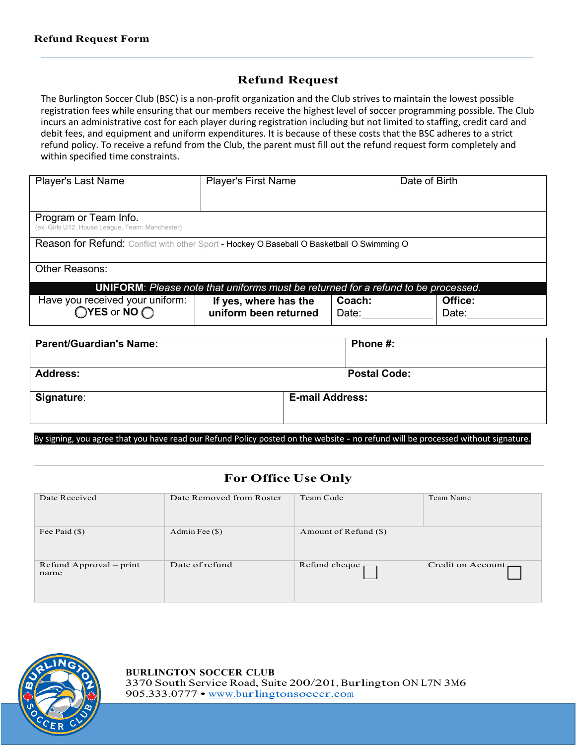**Refund Request Form**

## Refund Request

The Burlington Soccer Club (BSC) is a non-profit organization and the Club strives to maintain the lowest possible registration fees while ensuring that our members receive the highest level of soccer programming possible. The Club incurs an administrative cost for each player during registration including but not limited to staffing, credit card and debit fees, and equipment and uniform expenditures. It is because of these costs that the BSC adheres to a strict refund policy. To receive a refund from the Club, the parent must fill out the refund request form completely and within specified time constraints.

| Player's Last Name | Player's First Name | Date of Birth |
|---|---|---|
| | | |
| Program or Team Info. (ex. Girls U12, House League, Team: Manchester) | | |
| Reason for Refund: Conflict with other Sport - Hockey O Baseball O Basketball O Swimming O | | |
| Other Reasons: | | |

**UNIFORM**: *Please note that uniforms must be returned for a refund to be processed.*

| Have you received your uniform: ◯ **YES** or **NO** ◯ | **If yes, where has the uniform been returned** | **Coach:** Date:____________ | **Office:** Date:____________ |
|---|---|---|---|

| **Parent/Guardian's Name:** | **Phone #:** |
|---|---|
| **Address:** | **Postal Code:** |
| **Signature**: | **E-mail Address:** |

By signing, you agree that you have read our Refund Policy posted on the website - no refund will be processed without signature.

## For Office Use Only

| Date Received | Date Removed from Roster | Team Code | Team Name |
|---|---|---|---|
| Fee Paid ($) | Admin Fee ($) | Amount of Refund ($) | |
| Refund Approval – print name | Date of refund | Refund cheque ☐ | Credit on Account ☐ |

**BURLINGTON SOCCER CLUB**
3370 South Service Road, Suite 200/201, Burlington ON L7N 3M6
905.333.0777 • www.burlingtonsoccer.com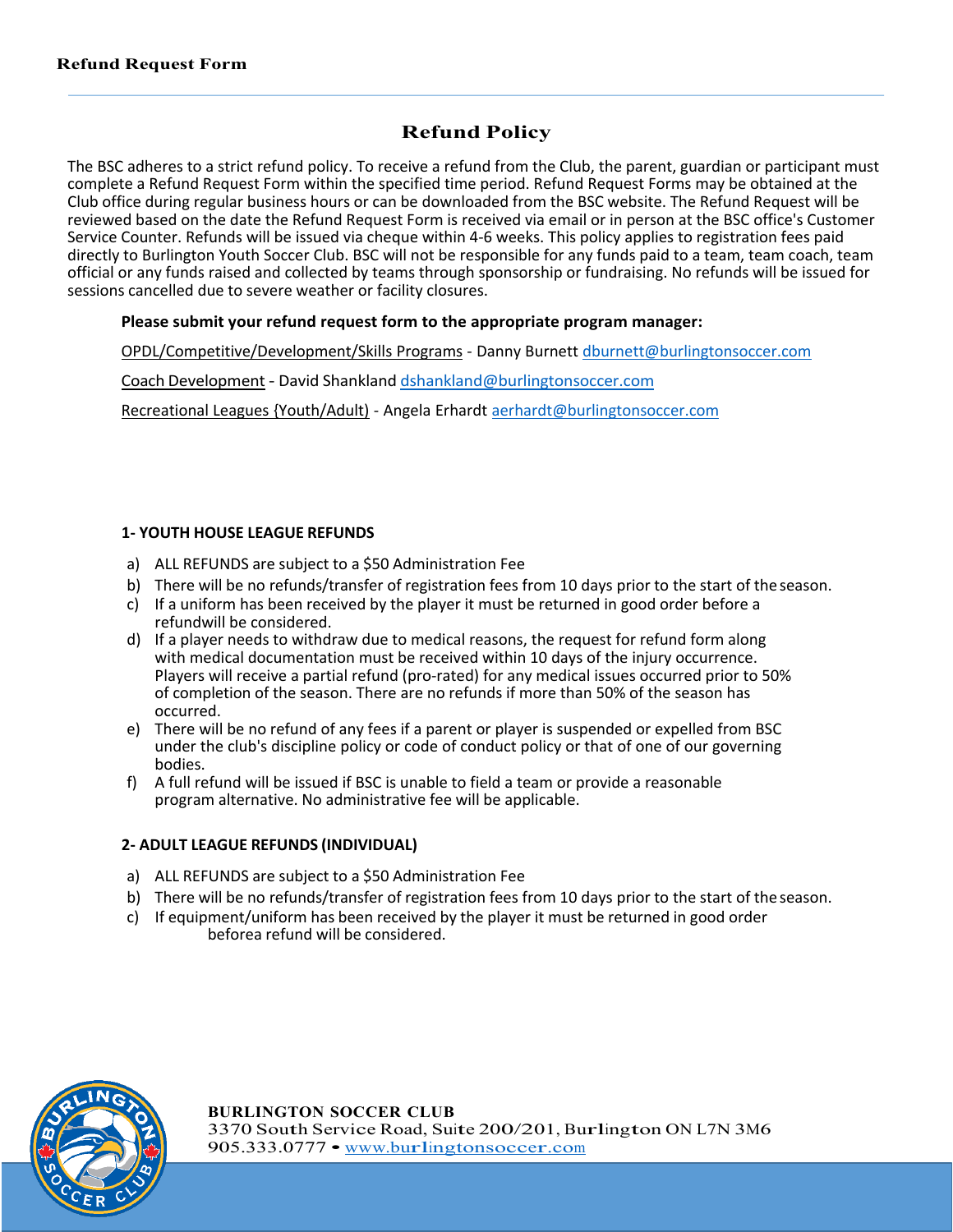# Refund Request Form

## Refund Policy

The BSC adheres to a strict refund policy. To receive a refund from the Club, the parent, guardian or participant must complete a Refund Request Form within the specified time period. Refund Request Forms may be obtained at the Club office during regular business hours or can be downloaded from the BSC website. The Refund Request will be reviewed based on the date the Refund Request Form is received via email or in person at the BSC office's Customer Service Counter. Refunds will be issued via cheque within 4-6 weeks. This policy applies to registration fees paid directly to Burlington Youth Soccer Club. BSC will not be responsible for any funds paid to a team, team coach, team official or any funds raised and collected by teams through sponsorship or fundraising. No refunds will be issued for sessions cancelled due to severe weather or facility closures.

**Please submit your refund request form to the appropriate program manager:**

OPDL/Competitive/Development/Skills Programs - Danny Burnett dburnett@burlingtonsoccer.com

Coach Development - David Shankland dshankland@burlingtonsoccer.com

Recreational Leagues {Youth/Adult) - Angela Erhardt aerhardt@burlingtonsoccer.com

### 1- YOUTH HOUSE LEAGUE REFUNDS

a) ALL REFUNDS are subject to a $50 Administration Fee
b) There will be no refunds/transfer of registration fees from 10 days prior to the start of the season.
c) If a uniform has been received by the player it must be returned in good order before a refundwill be considered.
d) If a player needs to withdraw due to medical reasons, the request for refund form along with medical documentation must be received within 10 days of the injury occurrence. Players will receive a partial refund (pro-rated) for any medical issues occurred prior to 50% of completion of the season. There are no refunds if more than 50% of the season has occurred.
e) There will be no refund of any fees if a parent or player is suspended or expelled from BSC under the club's discipline policy or code of conduct policy or that of one of our governing bodies.
f) A full refund will be issued if BSC is unable to field a team or provide a reasonable program alternative. No administrative fee will be applicable.

### 2- ADULT LEAGUE REFUNDS (INDIVIDUAL)

a) ALL REFUNDS are subject to a $50 Administration Fee
b) There will be no refunds/transfer of registration fees from 10 days prior to the start of the season.
c) If equipment/uniform has been received by the player it must be returned in good order beforea refund will be considered.

**BURLINGTON SOCCER CLUB**
3370 South Service Road, Suite 200/201, Burlington ON L7N 3M6
905.333.0777 • www.burlingtonsoccer.com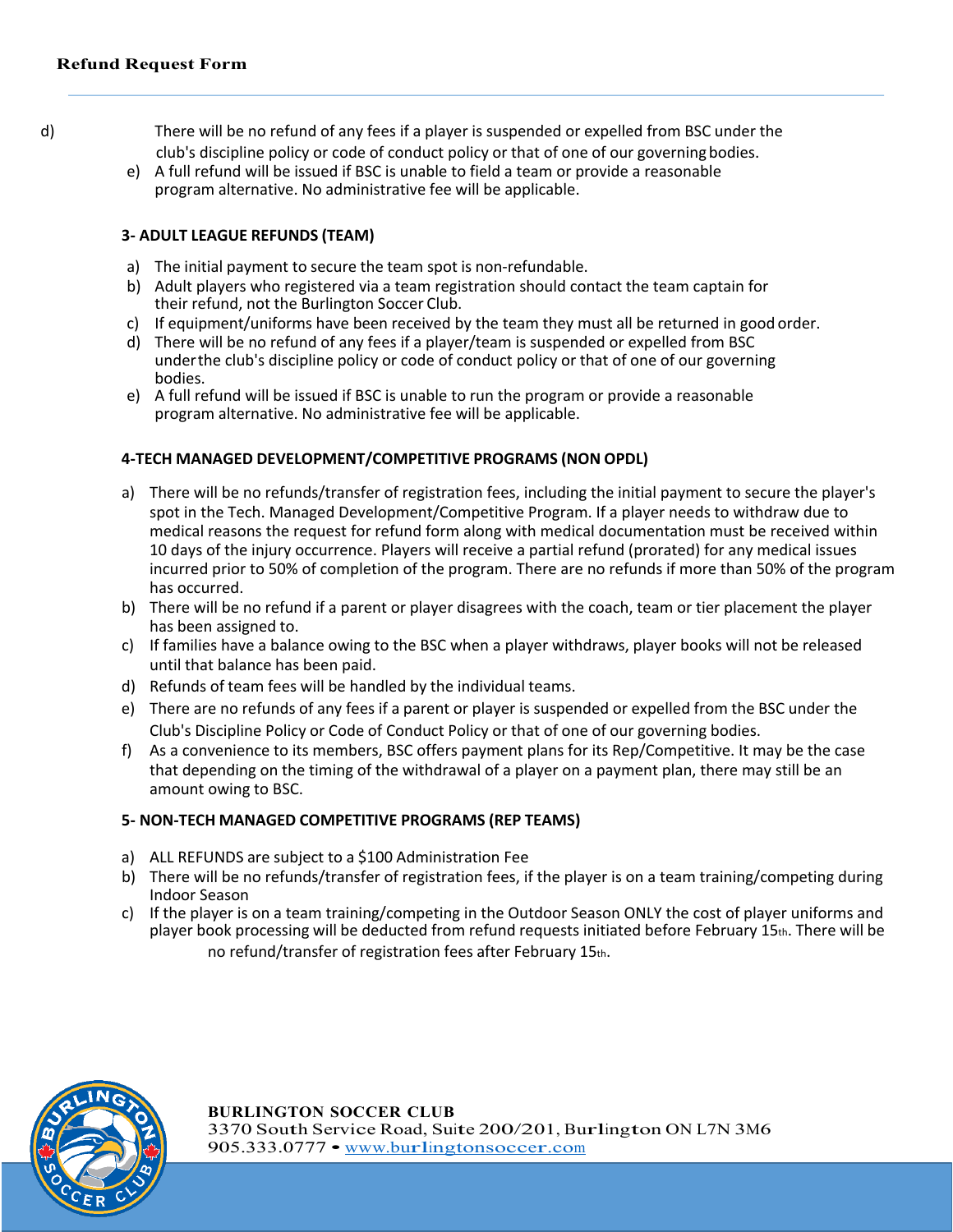d) There will be no refund of any fees if a player is suspended or expelled from BSC under the club's discipline policy or code of conduct policy or that of one of our governing bodies.

e) A full refund will be issued if BSC is unable to field a team or provide a reasonable program alternative. No administrative fee will be applicable.

**3- ADULT LEAGUE REFUNDS (TEAM)**

a) The initial payment to secure the team spot is non-refundable.
b) Adult players who registered via a team registration should contact the team captain for their refund, not the Burlington Soccer Club.
c) If equipment/uniforms have been received by the team they must all be returned in good order.
d) There will be no refund of any fees if a player/team is suspended or expelled from BSC under the club's discipline policy or code of conduct policy or that of one of our governing bodies.
e) A full refund will be issued if BSC is unable to run the program or provide a reasonable program alternative. No administrative fee will be applicable.

**4-TECH MANAGED DEVELOPMENT/COMPETITIVE PROGRAMS (NON OPDL)**

a) There will be no refunds/transfer of registration fees, including the initial payment to secure the player's spot in the Tech. Managed Development/Competitive Program. If a player needs to withdraw due to medical reasons the request for refund form along with medical documentation must be received within 10 days of the injury occurrence. Players will receive a partial refund (prorated) for any medical issues incurred prior to 50% of completion of the program. There are no refunds if more than 50% of the program has occurred.
b) There will be no refund if a parent or player disagrees with the coach, team or tier placement the player has been assigned to.
c) If families have a balance owing to the BSC when a player withdraws, player books will not be released until that balance has been paid.
d) Refunds of team fees will be handled by the individual teams.
e) There are no refunds of any fees if a parent or player is suspended or expelled from the BSC under the Club's Discipline Policy or Code of Conduct Policy or that of one of our governing bodies.
f) As a convenience to its members, BSC offers payment plans for its Rep/Competitive. It may be the case that depending on the timing of the withdrawal of a player on a payment plan, there may still be an amount owing to BSC.

**5- NON-TECH MANAGED COMPETITIVE PROGRAMS (REP TEAMS)**

a) ALL REFUNDS are subject to a $100 Administration Fee
b) There will be no refunds/transfer of registration fees, if the player is on a team training/competing during Indoor Season
c) If the player is on a team training/competing in the Outdoor Season ONLY the cost of player uniforms and player book processing will be deducted from refund requests initiated before February 15th. There will be no refund/transfer of registration fees after February 15th.

**BURLINGTON SOCCER CLUB**
3370 South Service Road, Suite 200/201, Burlington ON L7N 3M6
905.333.0777 • www.burlingtonsoccer.com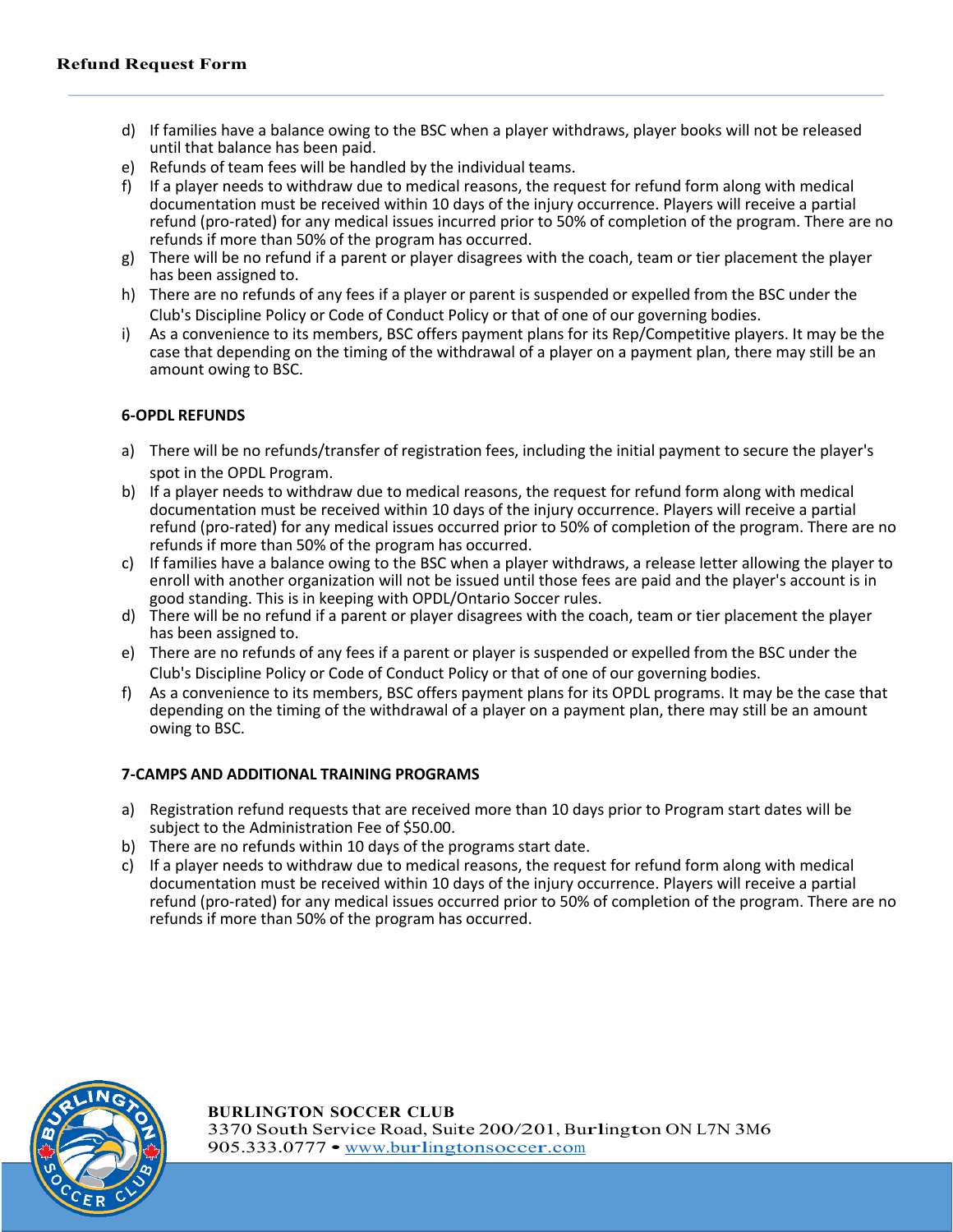d) If families have a balance owing to the BSC when a player withdraws, player books will not be released until that balance has been paid.
e) Refunds of team fees will be handled by the individual teams.
f) If a player needs to withdraw due to medical reasons, the request for refund form along with medical documentation must be received within 10 days of the injury occurrence. Players will receive a partial refund (pro-rated) for any medical issues incurred prior to 50% of completion of the program. There are no refunds if more than 50% of the program has occurred.
g) There will be no refund if a parent or player disagrees with the coach, team or tier placement the player has been assigned to.
h) There are no refunds of any fees if a player or parent is suspended or expelled from the BSC under the Club's Discipline Policy or Code of Conduct Policy or that of one of our governing bodies.
i) As a convenience to its members, BSC offers payment plans for its Rep/Competitive players. It may be the case that depending on the timing of the withdrawal of a player on a payment plan, there may still be an amount owing to BSC.

**6-OPDL REFUNDS**

a) There will be no refunds/transfer of registration fees, including the initial payment to secure the player's spot in the OPDL Program.
b) If a player needs to withdraw due to medical reasons, the request for refund form along with medical documentation must be received within 10 days of the injury occurrence. Players will receive a partial refund (pro-rated) for any medical issues occurred prior to 50% of completion of the program. There are no refunds if more than 50% of the program has occurred.
c) If families have a balance owing to the BSC when a player withdraws, a release letter allowing the player to enroll with another organization will not be issued until those fees are paid and the player's account is in good standing. This is in keeping with OPDL/Ontario Soccer rules.
d) There will be no refund if a parent or player disagrees with the coach, team or tier placement the player has been assigned to.
e) There are no refunds of any fees if a parent or player is suspended or expelled from the BSC under the Club's Discipline Policy or Code of Conduct Policy or that of one of our governing bodies.
f) As a convenience to its members, BSC offers payment plans for its OPDL programs. It may be the case that depending on the timing of the withdrawal of a player on a payment plan, there may still be an amount owing to BSC.

**7-CAMPS AND ADDITIONAL TRAINING PROGRAMS**

a) Registration refund requests that are received more than 10 days prior to Program start dates will be subject to the Administration Fee of $50.00.
b) There are no refunds within 10 days of the programs start date.
c) If a player needs to withdraw due to medical reasons, the request for refund form along with medical documentation must be received within 10 days of the injury occurrence. Players will receive a partial refund (pro-rated) for any medical issues occurred prior to 50% of completion of the program. There are no refunds if more than 50% of the program has occurred.

**BURLINGTON SOCCER CLUB**
3370 South Service Road, Suite 200/201, Burlington ON L7N 3M6
905.333.0777 • www.burlingtonsoccer.com